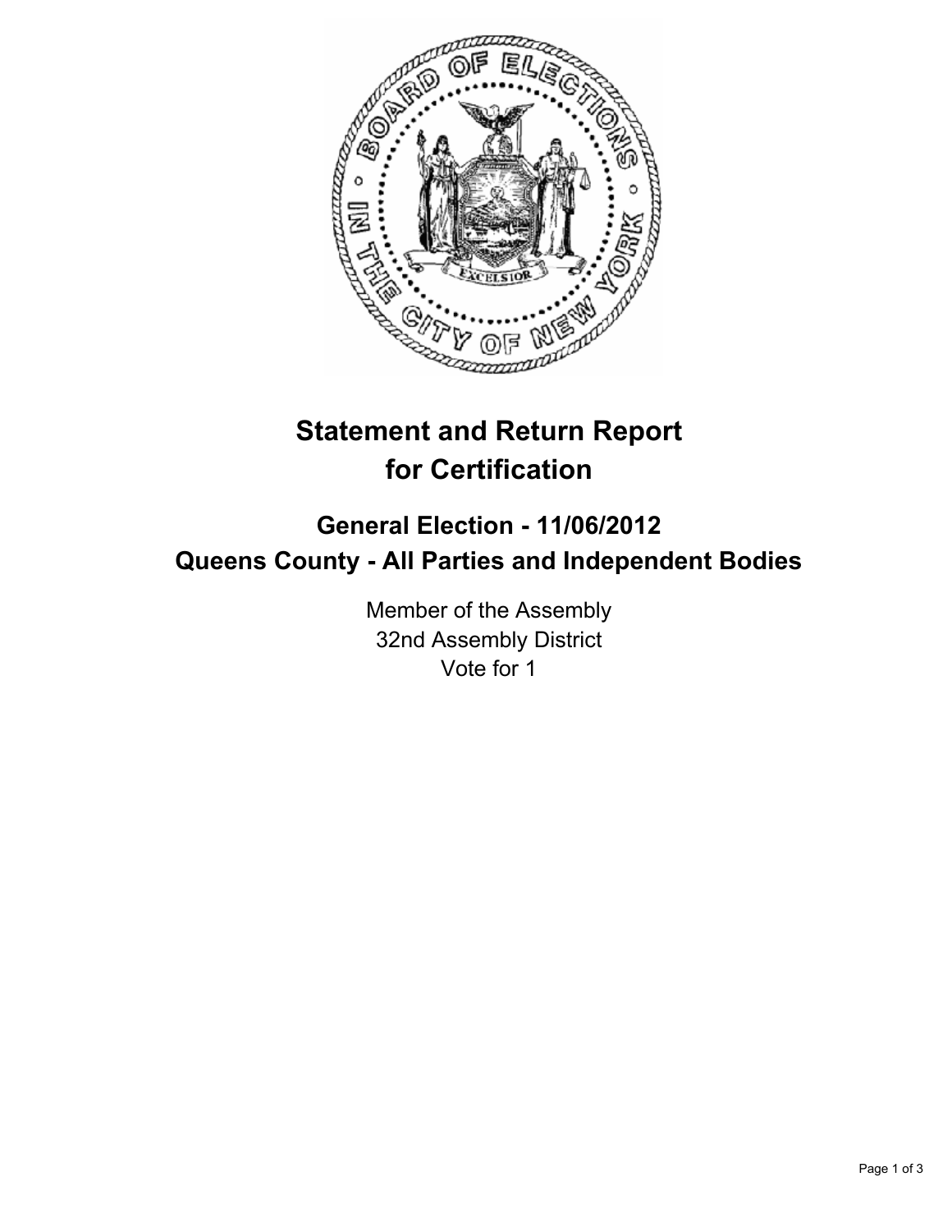# Statement and Return Report for Certification

## General Election - 11/06/2012
## Queens County - All Parties and Independent Bodies

Member of the Assembly
32nd Assembly District
Vote for 1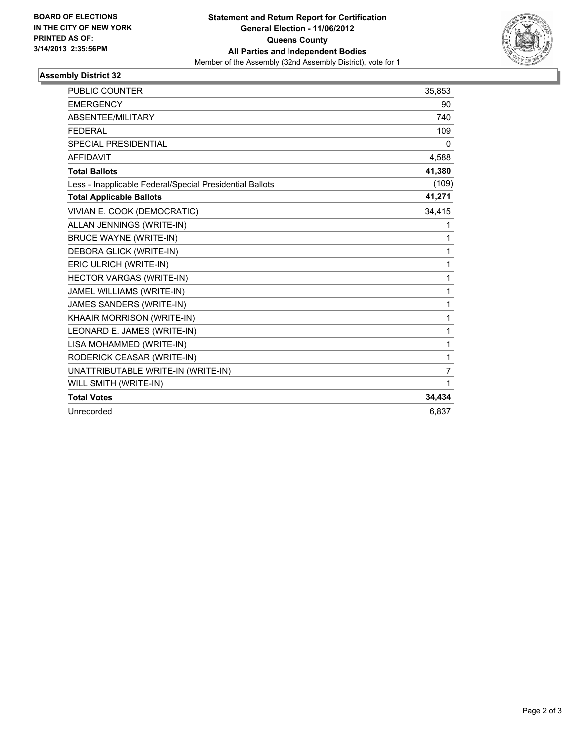BOARD OF ELECTIONS
IN THE CITY OF NEW YORK
PRINTED AS OF:
3/14/2013 2:35:56PM

**Statement and Return Report for Certification**
**General Election - 11/06/2012**
**Queens County**
**All Parties and Independent Bodies**
Member of the Assembly (32nd Assembly District), vote for 1

## Assembly District 32

| | |
|---|---|
| PUBLIC COUNTER | 35,853 |
| EMERGENCY | 90 |
| ABSENTEE/MILITARY | 740 |
| FEDERAL | 109 |
| SPECIAL PRESIDENTIAL | 0 |
| AFFIDAVIT | 4,588 |
| **Total Ballots** | **41,380** |
| Less - Inapplicable Federal/Special Presidential Ballots | (109) |
| **Total Applicable Ballots** | **41,271** |
| VIVIAN E. COOK (DEMOCRATIC) | 34,415 |
| ALLAN JENNINGS (WRITE-IN) | 1 |
| BRUCE WAYNE (WRITE-IN) | 1 |
| DEBORA GLICK (WRITE-IN) | 1 |
| ERIC ULRICH (WRITE-IN) | 1 |
| HECTOR VARGAS (WRITE-IN) | 1 |
| JAMEL WILLIAMS (WRITE-IN) | 1 |
| JAMES SANDERS (WRITE-IN) | 1 |
| KHAAIR MORRISON (WRITE-IN) | 1 |
| LEONARD E. JAMES (WRITE-IN) | 1 |
| LISA MOHAMMED (WRITE-IN) | 1 |
| RODERICK CEASAR (WRITE-IN) | 1 |
| UNATTRIBUTABLE WRITE-IN (WRITE-IN) | 7 |
| WILL SMITH (WRITE-IN) | 1 |
| **Total Votes** | **34,434** |
| Unrecorded | 6,837 |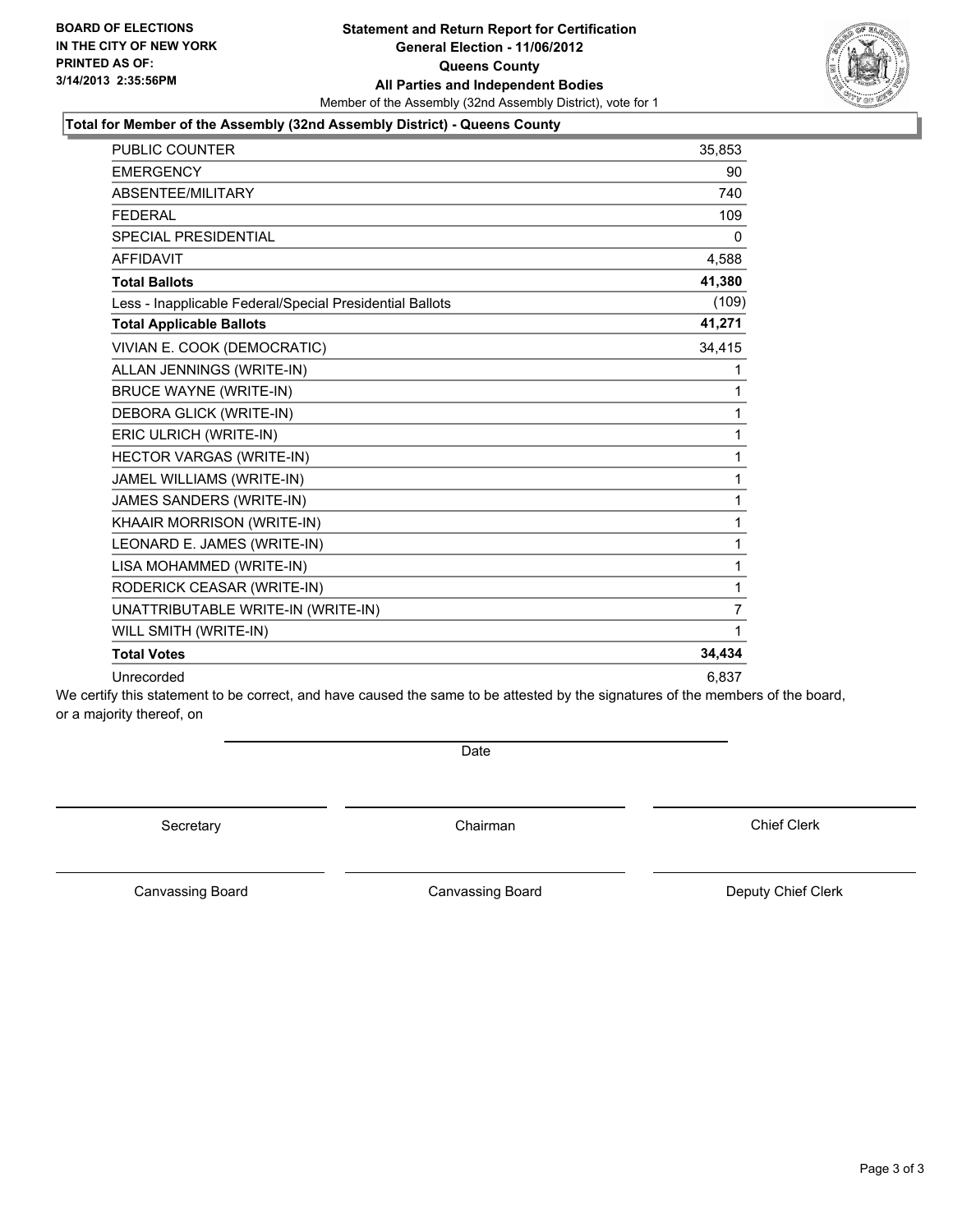**BOARD OF ELECTIONS IN THE CITY OF NEW YORK PRINTED AS OF: 3/14/2013 2:35:56PM**

**Statement and Return Report for Certification**
**General Election - 11/06/2012**
**Queens County**
**All Parties and Independent Bodies**
Member of the Assembly (32nd Assembly District), vote for 1

**Total for Member of the Assembly (32nd Assembly District) - Queens County**

| | |
|---|---|
| PUBLIC COUNTER | 35,853 |
| EMERGENCY | 90 |
| ABSENTEE/MILITARY | 740 |
| FEDERAL | 109 |
| SPECIAL PRESIDENTIAL | 0 |
| AFFIDAVIT | 4,588 |
| **Total Ballots** | **41,380** |
| Less - Inapplicable Federal/Special Presidential Ballots | (109) |
| **Total Applicable Ballots** | **41,271** |
| VIVIAN E. COOK (DEMOCRATIC) | 34,415 |
| ALLAN JENNINGS (WRITE-IN) | 1 |
| BRUCE WAYNE (WRITE-IN) | 1 |
| DEBORA GLICK (WRITE-IN) | 1 |
| ERIC ULRICH (WRITE-IN) | 1 |
| HECTOR VARGAS (WRITE-IN) | 1 |
| JAMEL WILLIAMS (WRITE-IN) | 1 |
| JAMES SANDERS (WRITE-IN) | 1 |
| KHAAIR MORRISON (WRITE-IN) | 1 |
| LEONARD E. JAMES (WRITE-IN) | 1 |
| LISA MOHAMMED (WRITE-IN) | 1 |
| RODERICK CEASAR (WRITE-IN) | 1 |
| UNATTRIBUTABLE WRITE-IN (WRITE-IN) | 7 |
| WILL SMITH (WRITE-IN) | 1 |
| **Total Votes** | **34,434** |
| Unrecorded | 6,837 |

We certify this statement to be correct, and have caused the same to be attested by the signatures of the members of the board, or a majority thereof, on

Date

Secretary | Chairman | Chief Clerk

Canvassing Board | Canvassing Board | Deputy Chief Clerk